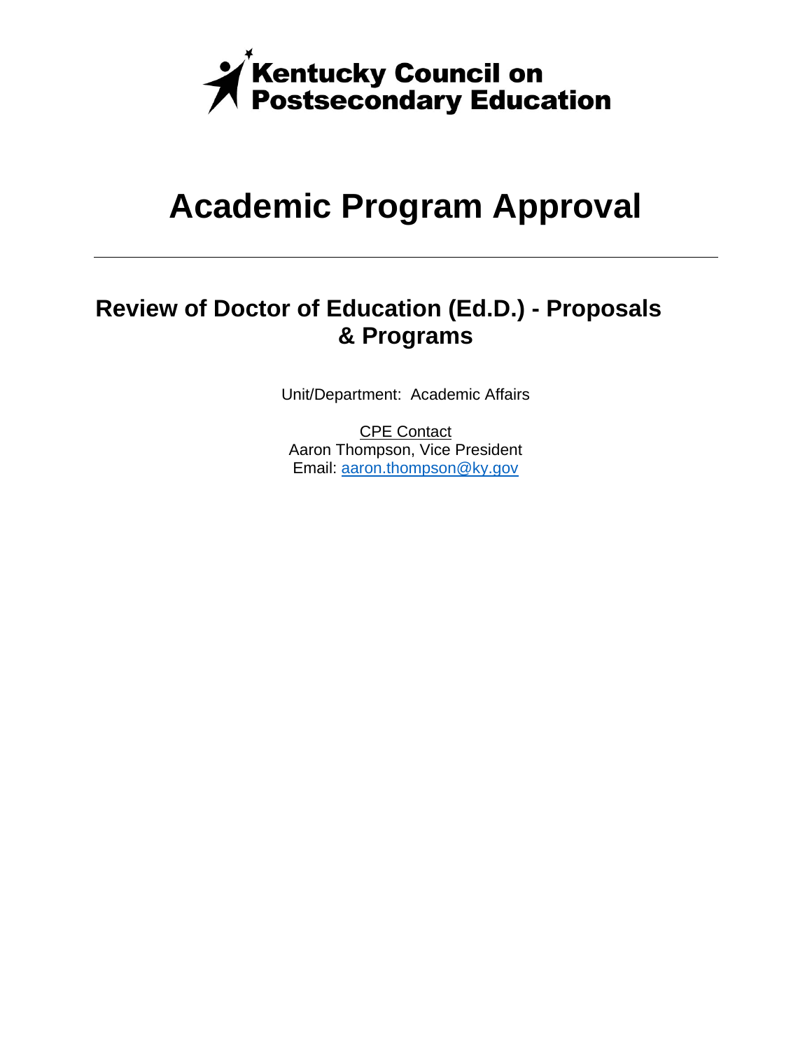Kentucky Council on Postsecondary Education

# Academic Program Approval

---

## Review of Doctor of Education (Ed.D.) - Proposals & Programs

Unit/Department: Academic Affairs

CPE Contact
Aaron Thompson, Vice President
Email: aaron.thompson@ky.gov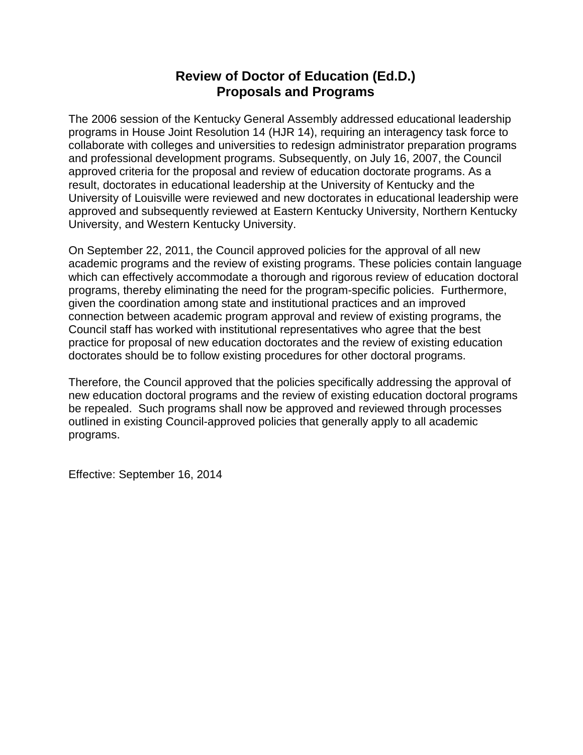# Review of Doctor of Education (Ed.D.) Proposals and Programs

The 2006 session of the Kentucky General Assembly addressed educational leadership programs in House Joint Resolution 14 (HJR 14), requiring an interagency task force to collaborate with colleges and universities to redesign administrator preparation programs and professional development programs. Subsequently, on July 16, 2007, the Council approved criteria for the proposal and review of education doctorate programs. As a result, doctorates in educational leadership at the University of Kentucky and the University of Louisville were reviewed and new doctorates in educational leadership were approved and subsequently reviewed at Eastern Kentucky University, Northern Kentucky University, and Western Kentucky University.

On September 22, 2011, the Council approved policies for the approval of all new academic programs and the review of existing programs. These policies contain language which can effectively accommodate a thorough and rigorous review of education doctoral programs, thereby eliminating the need for the program-specific policies. Furthermore, given the coordination among state and institutional practices and an improved connection between academic program approval and review of existing programs, the Council staff has worked with institutional representatives who agree that the best practice for proposal of new education doctorates and the review of existing education doctorates should be to follow existing procedures for other doctoral programs.

Therefore, the Council approved that the policies specifically addressing the approval of new education doctoral programs and the review of existing education doctoral programs be repealed. Such programs shall now be approved and reviewed through processes outlined in existing Council-approved policies that generally apply to all academic programs.

Effective: September 16, 2014